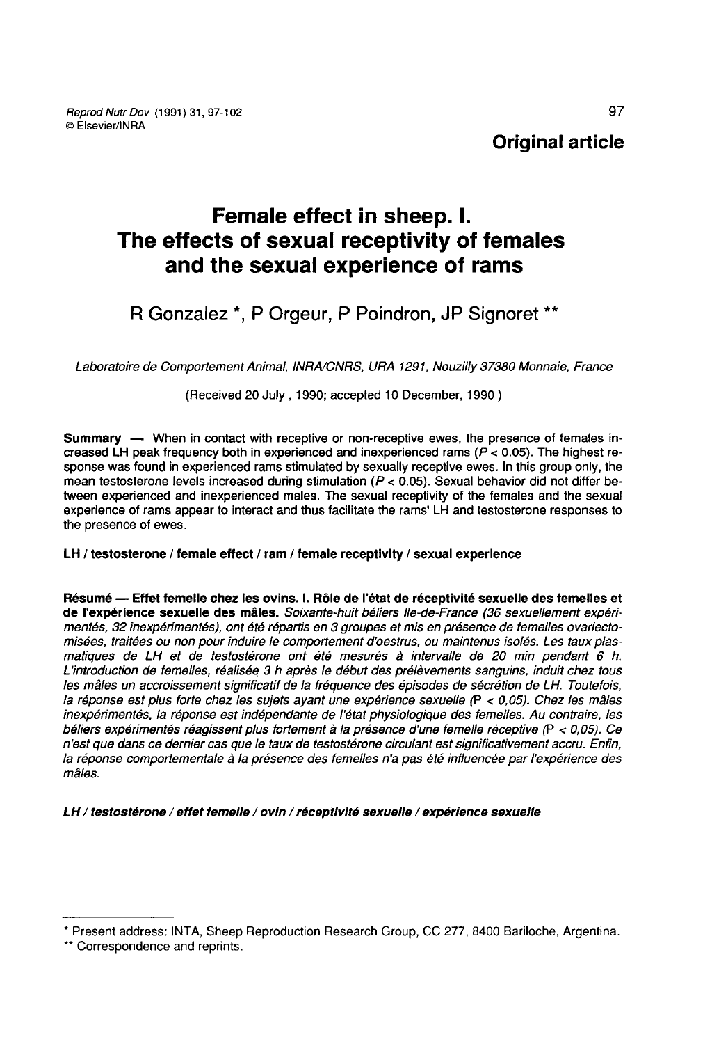Original article

# Female effect in sheep. I. The effects of sexual receptivity of females and the sexual experience of rams

R Gonzalez *, P Orgeur, P Poindron, JP Signoret **

*Laboratoire de Comportement Animal, INRA/CNRS, URA 1291, Nouzilly 37380 Monnaie, France*

(Received 20 July , 1990; accepted 10 December, 1990 )

**Summary** — When in contact with receptive or non-receptive ewes, the presence of females increased LH peak frequency both in experienced and inexperienced rams ($P < 0.05$). The highest response was found in experienced rams stimulated by sexually receptive ewes. In this group only, the mean testosterone levels increased during stimulation ($P < 0.05$). Sexual behavior did not differ between experienced and inexperienced males. The sexual receptivity of the females and the sexual experience of rams appear to interact and thus facilitate the rams' LH and testosterone responses to the presence of ewes.

**LH / testosterone / female effect / ram / female receptivity / sexual experience**

**Résumé — Effet femelle chez les ovins. I. Rôle de l'état de réceptivité sexuelle des femelles et de l'expérience sexuelle des mâles.** *Soixante-huit béliers Ile-de-France (36 sexuellement expérimentés, 32 inexpérimentés), ont été répartis en 3 groupes et mis en présence de femelles ovariectomisées, traitées ou non pour induire le comportement d'oestrus, ou maintenus isolés. Les taux plasmatiques de LH et de testostérone ont été mesurés à intervalle de 20 min pendant 6 h. L'introduction de femelles, réalisée 3 h après le début des prélèvements sanguins, induit chez tous les mâles un accroissement significatif de la fréquence des épisodes de sécrétion de LH. Toutefois, la réponse est plus forte chez les sujets ayant une expérience sexuelle ($P < 0,05$). Chez les mâles inexpérimentés, la réponse est indépendante de l'état physiologique des femelles. Au contraire, les béliers expérimentés réagissent plus fortement à la présence d'une femelle réceptive ($P < 0,05$). Ce n'est que dans ce dernier cas que le taux de testostérone circulant est significativement accru. Enfin, la réponse comportementale à la présence des femelles n'a pas été influencée par l'expérience des mâles.*

***LH / testostérone / effet femelle / ovin / réceptivité sexuelle / expérience sexuelle***

---

\* Present address: INTA, Sheep Reproduction Research Group, CC 277, 8400 Bariloche, Argentina.

\*\* Correspondence and reprints.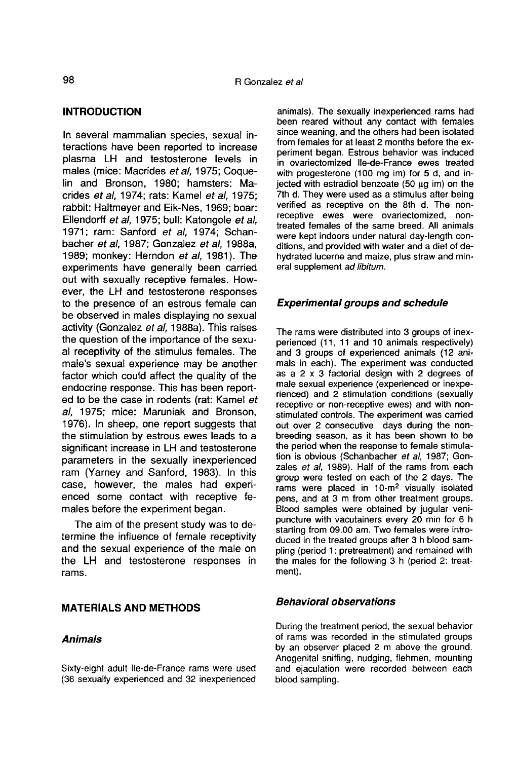## INTRODUCTION

In several mammalian species, sexual interactions have been reported to increase plasma LH and testosterone levels in males (mice: Macrides *et al*, 1975; Coquelin and Bronson, 1980; hamsters: Macrides *et al*, 1974; rats: Kamel *et al*, 1975; rabbit: Haltmeyer and Eik-Nes, 1969; boar: Ellendorff *et al*, 1975; bull: Katongole *et al*, 1971; ram: Sanford *et al*, 1974; Schanbacher *et al*, 1987; Gonzalez *et al*, 1988a, 1989; monkey: Herndon *et al*, 1981). The experiments have generally been carried out with sexually receptive females. However, the LH and testosterone responses to the presence of an estrous female can be observed in males displaying no sexual activity (Gonzalez *et al*, 1988a). This raises the question of the importance of the sexual receptivity of the stimulus females. The male's sexual experience may be another factor which could affect the quality of the endocrine response. This has been reported to be the case in rodents (rat: Kamel *et al*, 1975; mice: Maruniak and Bronson, 1976). In sheep, one report suggests that the stimulation by estrous ewes leads to a significant increase in LH and testosterone parameters in the sexually inexperienced ram (Yarney and Sanford, 1983). In this case, however, the males had experienced some contact with receptive females before the experiment began.

The aim of the present study was to determine the influence of female receptivity and the sexual experience of the male on the LH and testosterone responses in rams.

## MATERIALS AND METHODS

### *Animals*

Sixty-eight adult Ile-de-France rams were used (36 sexually experienced and 32 inexperienced animals). The sexually inexperienced rams had been reared without any contact with females since weaning, and the others had been isolated from females for at least 2 months before the experiment began. Estrous behavior was induced in ovariectomized Ile-de-France ewes treated with progesterone (100 mg im) for 5 d, and injected with estradiol benzoate (50 μg im) on the 7th d. They were used as a stimulus after being verified as receptive on the 8th d. The non-receptive ewes were ovariectomized, non-treated females of the same breed. All animals were kept indoors under natural day-length conditions, and provided with water and a diet of dehydrated lucerne and maize, plus straw and mineral supplement *ad libitum*.

### *Experimental groups and schedule*

The rams were distributed into 3 groups of inexperienced (11, 11 and 10 animals respectively) and 3 groups of experienced animals (12 animals in each). The experiment was conducted as a 2 x 3 factorial design with 2 degrees of male sexual experience (experienced or inexperienced) and 2 stimulation conditions (sexually receptive or non-receptive ewes) and with non-stimulated controls. The experiment was carried out over 2 consecutive days during the non-breeding season, as it has been shown to be the period when the response to female stimulation is obvious (Schanbacher *et al*, 1987; Gonzales *et al*, 1989). Half of the rams from each group were tested on each of the 2 days. The rams were placed in 10-m$^2$ visually isolated pens, and at 3 m from other treatment groups. Blood samples were obtained by jugular venipuncture with vacutainers every 20 min for 6 h starting from 09.00 am. Two females were introduced in the treated groups after 3 h blood sampling (period 1: pretreatment) and remained with the males for the following 3 h (period 2: treatment).

### *Behavioral observations*

During the treatment period, the sexual behavior of rams was recorded in the stimulated groups by an observer placed 2 m above the ground. Anogenital sniffing, nudging, flehmen, mounting and ejaculation were recorded between each blood sampling.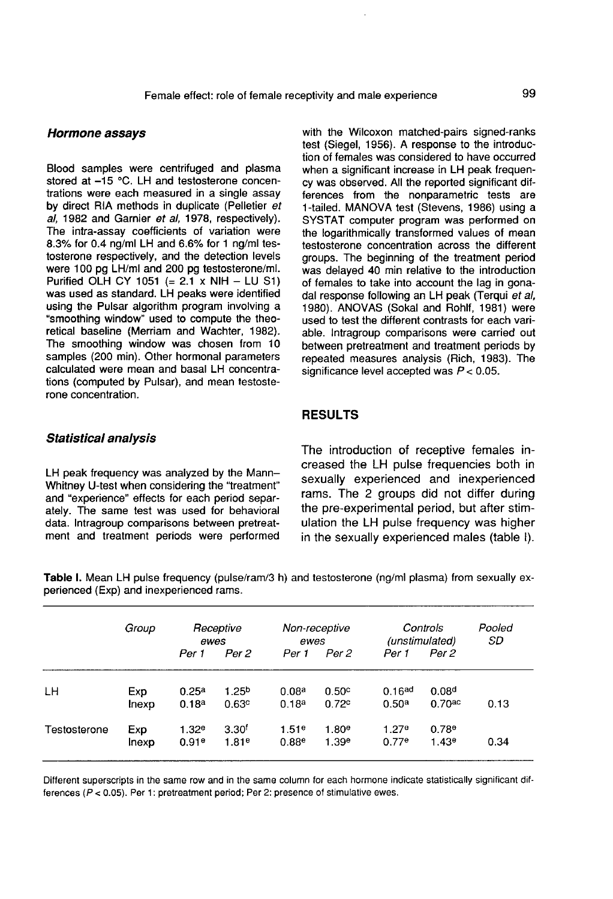### Hormone assays

Blood samples were centrifuged and plasma stored at −15 °C. LH and testosterone concentrations were each measured in a single assay by direct RIA methods in duplicate (Pelletier *et al*, 1982 and Garnier *et al*, 1978, respectively). The intra-assay coefficients of variation were 8.3% for 0.4 ng/ml LH and 6.6% for 1 ng/ml testosterone respectively, and the detection levels were 100 pg LH/ml and 200 pg testosterone/ml. Purified OLH CY 1051 (= 2.1 x NIH – LU S1) was used as standard. LH peaks were identified using the Pulsar algorithm program involving a "smoothing window" used to compute the theoretical baseline (Merriam and Wachter, 1982). The smoothing window was chosen from 10 samples (200 min). Other hormonal parameters calculated were mean and basal LH concentrations (computed by Pulsar), and mean testosterone concentration.

### Statistical analysis

LH peak frequency was analyzed by the Mann–Whitney U-test when considering the "treatment" and "experience" effects for each period separately. The same test was used for behavioral data. Intragroup comparisons between pretreatment and treatment periods were performed with the Wilcoxon matched-pairs signed-ranks test (Siegel, 1956). A response to the introduction of females was considered to have occurred when a significant increase in LH peak frequency was observed. All the reported significant differences from the nonparametric tests are 1-tailed. MANOVA test (Stevens, 1986) using a SYSTAT computer program was performed on the logarithmically transformed values of mean testosterone concentration across the different groups. The beginning of the treatment period was delayed 40 min relative to the introduction of females to take into account the lag in gonadal response following an LH peak (Terqui *et al*, 1980). ANOVAS (Sokal and Rohlf, 1981) were used to test the different contrasts for each variable. Intragroup comparisons were carried out between pretreatment and treatment periods by repeated measures analysis (Rich, 1983). The significance level accepted was $P < 0.05$.

## RESULTS

The introduction of receptive females increased the LH pulse frequencies both in sexually experienced and inexperienced rams. The 2 groups did not differ during the pre-experimental period, but after stimulation the LH pulse frequency was higher in the sexually experienced males (table I).

**Table I.** Mean LH pulse frequency (pulse/ram/3 h) and testosterone (ng/ml plasma) from sexually experienced (Exp) and inexperienced rams.

| | Group | *Receptive ewes* | | *Non-receptive ewes* | | *Controls (unstimulated)* | | Pooled SD |
|---|---|---|---|---|---|---|---|---|
| | | *Per 1* | *Per 2* | *Per 1* | *Per 2* | *Per 1* | *Per 2* | |
| LH | Exp | $0.25^{a}$ | $1.25^{b}$ | $0.08^{a}$ | $0.50^{c}$ | $0.16^{ad}$ | $0.08^{d}$ | |
| | Inexp | $0.18^{a}$ | $0.63^{c}$ | $0.18^{a}$ | $0.72^{c}$ | $0.50^{a}$ | $0.70^{ac}$ | 0.13 |
| Testosterone | Exp | $1.32^{e}$ | $3.30^{f}$ | $1.51^{e}$ | $1.80^{e}$ | $1.27^{e}$ | $0.78^{e}$ | |
| | Inexp | $0.91^{e}$ | $1.81^{e}$ | $0.88^{e}$ | $1.39^{e}$ | $0.77^{e}$ | $1.43^{e}$ | 0.34 |

Different superscripts in the same row and in the same column for each hormone indicate statistically significant differences ($P < 0.05$). Per 1: pretreatment period; Per 2: presence of stimulative ewes.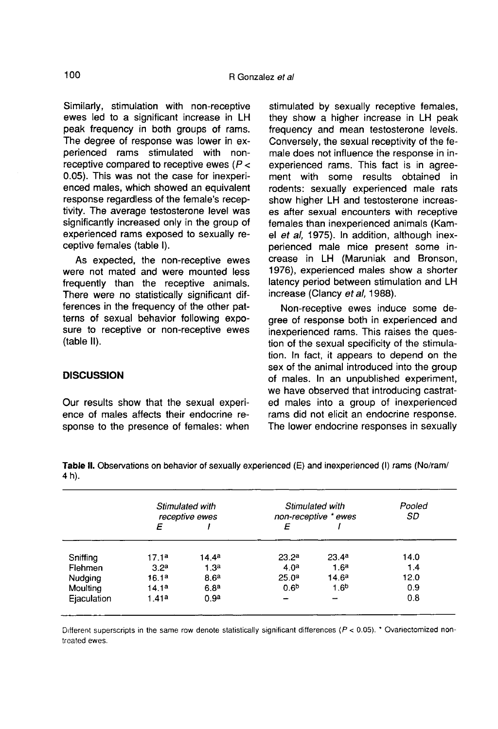Similarly, stimulation with non-receptive ewes led to a significant increase in LH peak frequency in both groups of rams. The degree of response was lower in experienced rams stimulated with non-receptive compared to receptive ewes ($P < 0.05$). This was not the case for inexperienced males, which showed an equivalent response regardless of the female's receptivity. The average testosterone level was significantly increased only in the group of experienced rams exposed to sexually receptive females (table I).

As expected, the non-receptive ewes were not mated and were mounted less frequently than the receptive animals. There were no statistically significant differences in the frequency of the other patterns of sexual behavior following exposure to receptive or non-receptive ewes (table II).

## DISCUSSION

Our results show that the sexual experience of males affects their endocrine response to the presence of females: when stimulated by sexually receptive females, they show a higher increase in LH peak frequency and mean testosterone levels. Conversely, the sexual receptivity of the female does not influence the response in inexperienced rams. This fact is in agreement with some results obtained in rodents: sexually experienced male rats show higher LH and testosterone increases after sexual encounters with receptive females than inexperienced animals (Kamel *et al*, 1975). In addition, although inexperienced male mice present some increase in LH (Maruniak and Bronson, 1976), experienced males show a shorter latency period between stimulation and LH increase (Clancy *et al*, 1988).

Non-receptive ewes induce some degree of response both in experienced and inexperienced rams. This raises the question of the sexual specificity of the stimulation. In fact, it appears to depend on the sex of the animal introduced into the group of males. In an unpublished experiment, we have observed that introducing castrated males into a group of inexperienced rams did not elicit an endocrine response. The lower endocrine responses in sexually

**Table II.** Observations on behavior of sexually experienced (E) and inexperienced (I) rams (No/ram/4 h).

| | *Stimulated with receptive ewes* | | *Stimulated with non-receptive * ewes* | | *Pooled SD* |
|---|---|---|---|---|---|
| | *E* | *I* | *E* | *I* | |
| Sniffing | 17.1[a] | 14.4[a] | 23.2[a] | 23.4[a] | 14.0 |
| Flehmen | 3.2[a] | 1.3[a] | 4.0[a] | 1.6[a] | 1.4 |
| Nudging | 16.1[a] | 8.6[a] | 25.0[a] | 14.6[a] | 12.0 |
| Moulting | 14.1[a] | 6.8[a] | 0.6[b] | 1.6[b] | 0.9 |
| Ejaculation | 1.41[a] | 0.9[a] | – | – | 0.8 |

Different superscripts in the same row denote statistically significant differences ($P < 0.05$). * Ovariectomized non-treated ewes.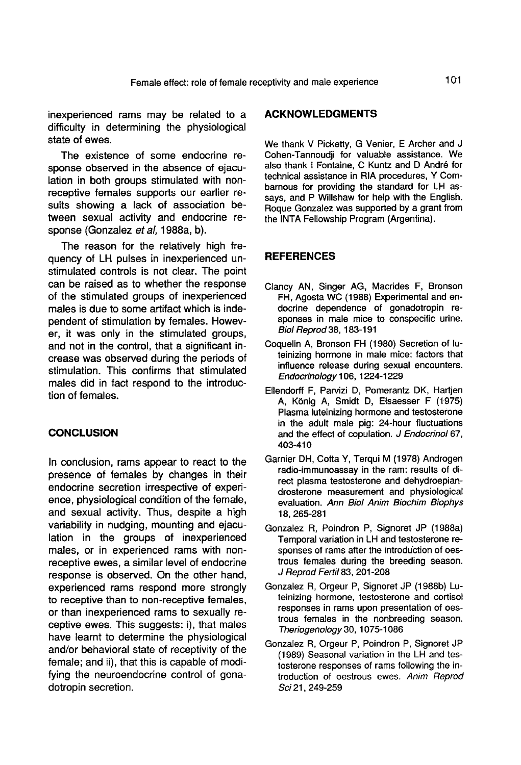inexperienced rams may be related to a difficulty in determining the physiological state of ewes.

The existence of some endocrine response observed in the absence of ejaculation in both groups stimulated with non-receptive females supports our earlier results showing a lack of association between sexual activity and endocrine response (Gonzalez *et al*, 1988a, b).

The reason for the relatively high frequency of LH pulses in inexperienced unstimulated controls is not clear. The point can be raised as to whether the response of the stimulated groups of inexperienced males is due to some artifact which is independent of stimulation by females. However, it was only in the stimulated groups, and not in the control, that a significant increase was observed during the periods of stimulation. This confirms that stimulated males did in fact respond to the introduction of females.

## CONCLUSION

In conclusion, rams appear to react to the presence of females by changes in their endocrine secretion irrespective of experience, physiological condition of the female, and sexual activity. Thus, despite a high variability in nudging, mounting and ejaculation in the groups of inexperienced males, or in experienced rams with non-receptive ewes, a similar level of endocrine response is observed. On the other hand, experienced rams respond more strongly to receptive than to non-receptive females, or than inexperienced rams to sexually receptive ewes. This suggests: i), that males have learnt to determine the physiological and/or behavioral state of receptivity of the female; and ii), that this is capable of modifying the neuroendocrine control of gonadotropin secretion.

## ACKNOWLEDGMENTS

We thank V Picketty, G Venier, E Archer and J Cohen-Tannoudji for valuable assistance. We also thank I Fontaine, C Kuntz and D André for technical assistance in RIA procedures, Y Combarnous for providing the standard for LH assays, and P Willshaw for help with the English. Roque Gonzalez was supported by a grant from the INTA Fellowship Program (Argentina).

## REFERENCES

Clancy AN, Singer AG, Macrides F, Bronson FH, Agosta WC (1988) Experimental and endocrine dependence of gonadotropin responses in male mice to conspecific urine. *Biol Reprod* 38, 183-191

Coquelin A, Bronson FH (1980) Secretion of luteinizing hormone in male mice: factors that influence release during sexual encounters. *Endocrinology* 106, 1224-1229

Ellendorff F, Parvizi D, Pomerantz DK, Hartjen A, König A, Smidt D, Elsaesser F (1975) Plasma luteinizing hormone and testosterone in the adult male pig: 24-hour fluctuations and the effect of copulation. *J Endocrinol* 67, 403-410

Garnier DH, Cotta Y, Terqui M (1978) Androgen radio-immunoassay in the ram: results of direct plasma testosterone and dehydroepiandrosterone measurement and physiological evaluation. *Ann Biol Anim Biochim Biophys* 18, 265-281

Gonzalez R, Poindron P, Signoret JP (1988a) Temporal variation in LH and testosterone responses of rams after the introduction of oestrous females during the breeding season. *J Reprod Fertil* 83, 201-208

Gonzalez R, Orgeur P, Signoret JP (1988b) Luteinizing hormone, testosterone and cortisol responses in rams upon presentation of oestrous females in the nonbreeding season. *Theriogenology* 30, 1075-1086

Gonzalez R, Orgeur P, Poindron P, Signoret JP (1989) Seasonal variation in the LH and testosterone responses of rams following the introduction of oestrous ewes. *Anim Reprod Sci* 21, 249-259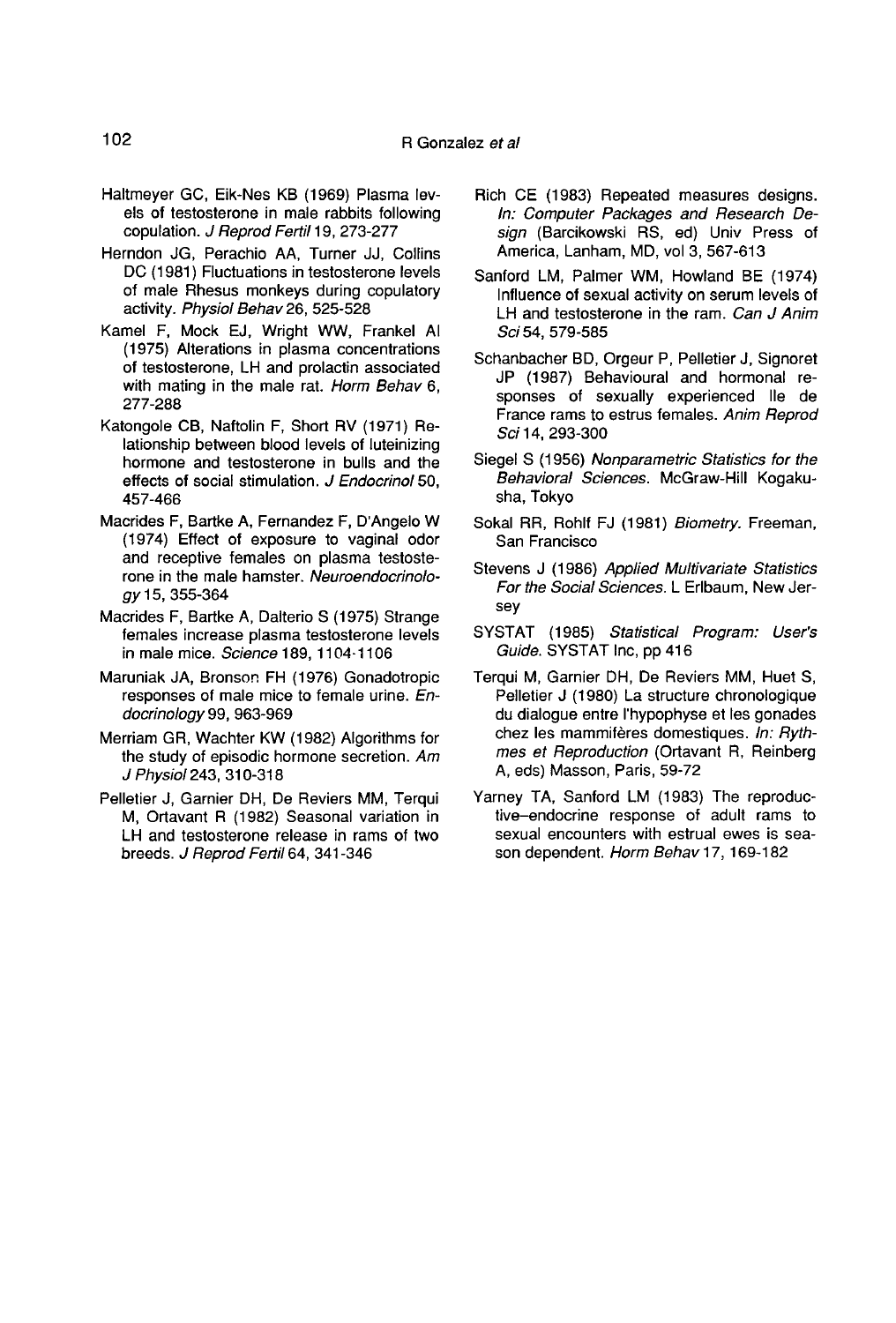Haltmeyer GC, Eik-Nes KB (1969) Plasma levels of testosterone in male rabbits following copulation. *J Reprod Fertil* 19, 273-277

Herndon JG, Perachio AA, Turner JJ, Collins DC (1981) Fluctuations in testosterone levels of male Rhesus monkeys during copulatory activity. *Physiol Behav* 26, 525-528

Kamel F, Mock EJ, Wright WW, Frankel AI (1975) Alterations in plasma concentrations of testosterone, LH and prolactin associated with mating in the male rat. *Horm Behav* 6, 277-288

Katongole CB, Naftolin F, Short RV (1971) Relationship between blood levels of luteinizing hormone and testosterone in bulls and the effects of social stimulation. *J Endocrinol* 50, 457-466

Macrides F, Bartke A, Fernandez F, D'Angelo W (1974) Effect of exposure to vaginal odor and receptive females on plasma testosterone in the male hamster. *Neuroendocrinology* 15, 355-364

Macrides F, Bartke A, Dalterio S (1975) Strange females increase plasma testosterone levels in male mice. *Science* 189, 1104-1106

Maruniak JA, Bronson FH (1976) Gonadotropic responses of male mice to female urine. *Endocrinology* 99, 963-969

Merriam GR, Wachter KW (1982) Algorithms for the study of episodic hormone secretion. *Am J Physiol* 243, 310-318

Pelletier J, Garnier DH, De Reviers MM, Terqui M, Ortavant R (1982) Seasonal variation in LH and testosterone release in rams of two breeds. *J Reprod Fertil* 64, 341-346

Rich CE (1983) Repeated measures designs. *In: Computer Packages and Research Design* (Barcikowski RS, ed) Univ Press of America, Lanham, MD, vol 3, 567-613

Sanford LM, Palmer WM, Howland BE (1974) Influence of sexual activity on serum levels of LH and testosterone in the ram. *Can J Anim Sci* 54, 579-585

Schanbacher BD, Orgeur P, Pelletier J, Signoret JP (1987) Behavioural and hormonal responses of sexually experienced Ile de France rams to estrus females. *Anim Reprod Sci* 14, 293-300

Siegel S (1956) *Nonparametric Statistics for the Behavioral Sciences*. McGraw-Hill Kogakusha, Tokyo

Sokal RR, Rohlf FJ (1981) *Biometry*. Freeman, San Francisco

Stevens J (1986) *Applied Multivariate Statistics For the Social Sciences*. L Erlbaum, New Jersey

SYSTAT (1985) *Statistical Program: User's Guide*. SYSTAT Inc, pp 416

Terqui M, Garnier DH, De Reviers MM, Huet S, Pelletier J (1980) La structure chronologique du dialogue entre l'hypophyse et les gonades chez les mammifères domestiques. *In: Rythmes et Reproduction* (Ortavant R, Reinberg A, eds) Masson, Paris, 59-72

Yarney TA, Sanford LM (1983) The reproductive–endocrine response of adult rams to sexual encounters with estrual ewes is season dependent. *Horm Behav* 17, 169-182